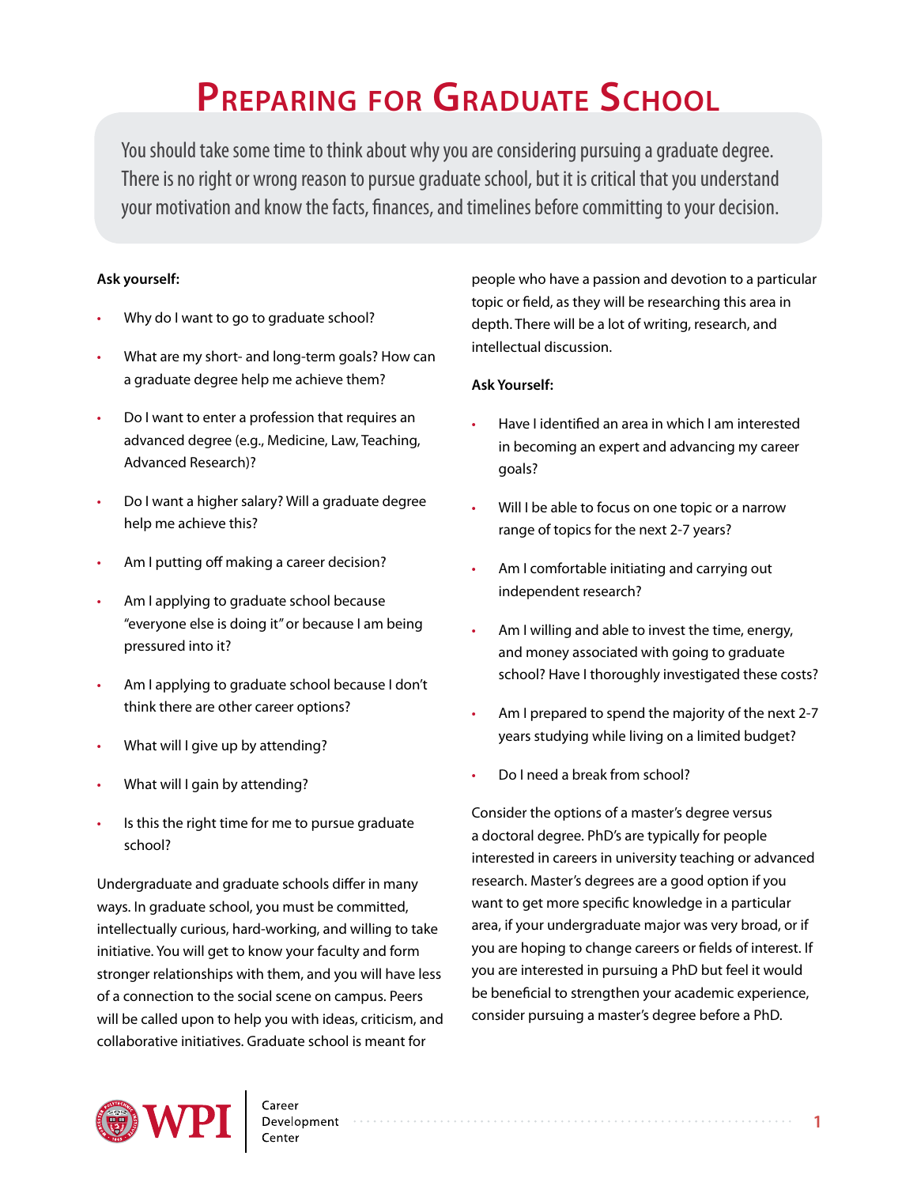# Preparing for Graduate School

You should take some time to think about why you are considering pursuing a graduate degree. There is no right or wrong reason to pursue graduate school, but it is critical that you understand your motivation and know the facts, finances, and timelines before committing to your decision.

**Ask yourself:**

- Why do I want to go to graduate school?
- What are my short- and long-term goals? How can a graduate degree help me achieve them?
- Do I want to enter a profession that requires an advanced degree (e.g., Medicine, Law, Teaching, Advanced Research)?
- Do I want a higher salary? Will a graduate degree help me achieve this?
- Am I putting off making a career decision?
- Am I applying to graduate school because "everyone else is doing it" or because I am being pressured into it?
- Am I applying to graduate school because I don't think there are other career options?
- What will I give up by attending?
- What will I gain by attending?
- Is this the right time for me to pursue graduate school?

Undergraduate and graduate schools differ in many ways. In graduate school, you must be committed, intellectually curious, hard-working, and willing to take initiative. You will get to know your faculty and form stronger relationships with them, and you will have less of a connection to the social scene on campus. Peers will be called upon to help you with ideas, criticism, and collaborative initiatives. Graduate school is meant for people who have a passion and devotion to a particular topic or field, as they will be researching this area in depth. There will be a lot of writing, research, and intellectual discussion.

**Ask Yourself:**

- Have I identified an area in which I am interested in becoming an expert and advancing my career goals?
- Will I be able to focus on one topic or a narrow range of topics for the next 2-7 years?
- Am I comfortable initiating and carrying out independent research?
- Am I willing and able to invest the time, energy, and money associated with going to graduate school? Have I thoroughly investigated these costs?
- Am I prepared to spend the majority of the next 2-7 years studying while living on a limited budget?
- Do I need a break from school?

Consider the options of a master's degree versus a doctoral degree. PhD's are typically for people interested in careers in university teaching or advanced research. Master's degrees are a good option if you want to get more specific knowledge in a particular area, if your undergraduate major was very broad, or if you are hoping to change careers or fields of interest. If you are interested in pursuing a PhD but feel it would be beneficial to strengthen your academic experience, consider pursuing a master's degree before a PhD.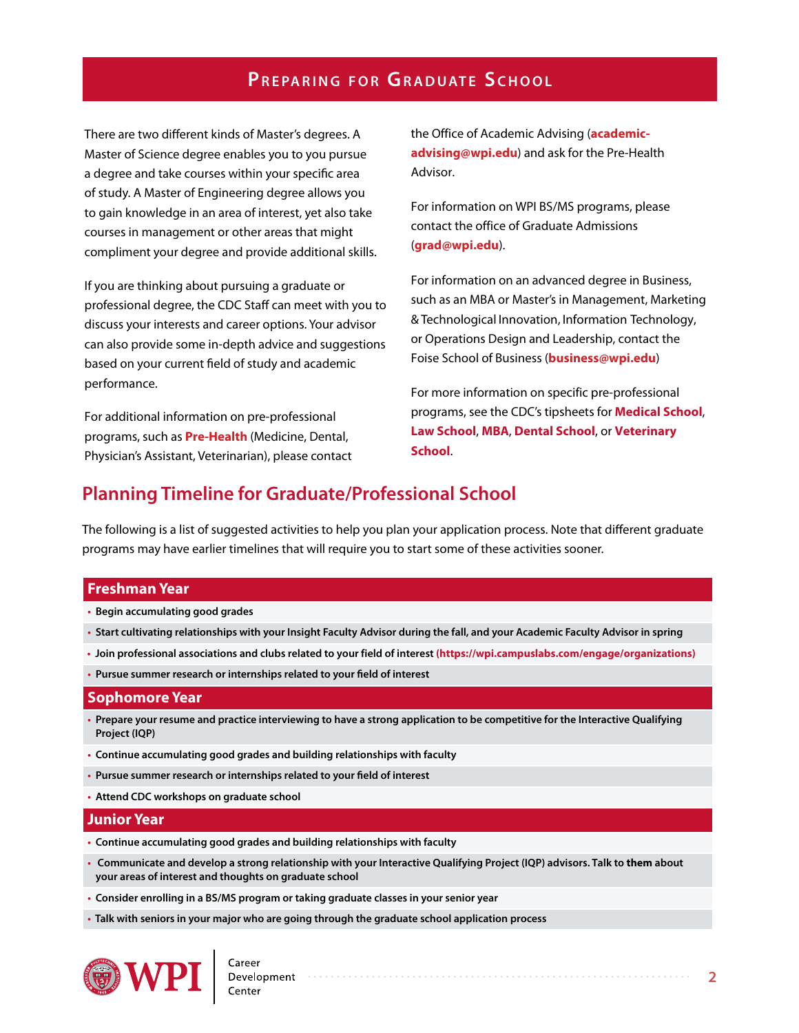# Preparing for Graduate School

There are two different kinds of Master's degrees. A Master of Science degree enables you to you pursue a degree and take courses within your specific area of study. A Master of Engineering degree allows you to gain knowledge in an area of interest, yet also take courses in management or other areas that might compliment your degree and provide additional skills.

If you are thinking about pursuing a graduate or professional degree, the CDC Staff can meet with you to discuss your interests and career options. Your advisor can also provide some in-depth advice and suggestions based on your current field of study and academic performance.

For additional information on pre-professional programs, such as **Pre-Health** (Medicine, Dental, Physician's Assistant, Veterinarian), please contact the Office of Academic Advising (**academic-advising@wpi.edu**) and ask for the Pre-Health Advisor.

For information on WPI BS/MS programs, please contact the office of Graduate Admissions (**grad@wpi.edu**).

For information on an advanced degree in Business, such as an MBA or Master's in Management, Marketing & Technological Innovation, Information Technology, or Operations Design and Leadership, contact the Foise School of Business (**business@wpi.edu**)

For more information on specific pre-professional programs, see the CDC's tipsheets for **Medical School**, **Law School**, **MBA**, **Dental School**, or **Veterinary School**.

## Planning Timeline for Graduate/Professional School

The following is a list of suggested activities to help you plan your application process. Note that different graduate programs may have earlier timelines that will require you to start some of these activities sooner.

### Freshman Year

- Begin accumulating good grades
- Start cultivating relationships with your Insight Faculty Advisor during the fall, and your Academic Faculty Advisor in spring
- Join professional associations and clubs related to your field of interest (https://wpi.campuslabs.com/engage/organizations)
- Pursue summer research or internships related to your field of interest

### Sophomore Year

- Prepare your resume and practice interviewing to have a strong application to be competitive for the Interactive Qualifying Project (IQP)
- Continue accumulating good grades and building relationships with faculty
- Pursue summer research or internships related to your field of interest
- Attend CDC workshops on graduate school

### Junior Year

- Continue accumulating good grades and building relationships with faculty
- Communicate and develop a strong relationship with your Interactive Qualifying Project (IQP) advisors. Talk to **them** about your areas of interest and thoughts on graduate school
- Consider enrolling in a BS/MS program or taking graduate classes in your senior year
- Talk with seniors in your major who are going through the graduate school application process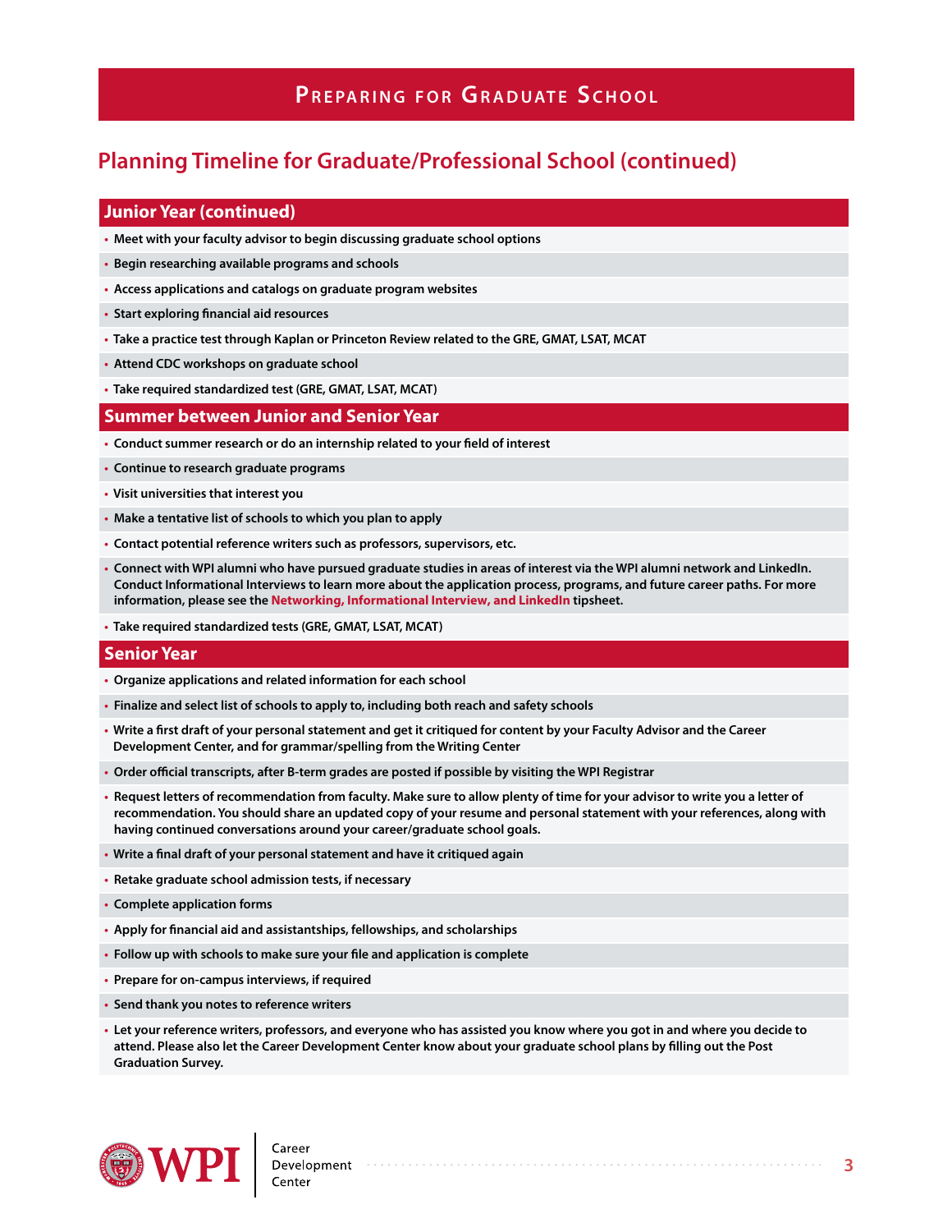# Preparing for Graduate School

## Planning Timeline for Graduate/Professional School (continued)

### Junior Year (continued)

- Meet with your faculty advisor to begin discussing graduate school options
- Begin researching available programs and schools
- Access applications and catalogs on graduate program websites
- Start exploring financial aid resources
- Take a practice test through Kaplan or Princeton Review related to the GRE, GMAT, LSAT, MCAT
- Attend CDC workshops on graduate school
- Take required standardized test (GRE, GMAT, LSAT, MCAT)

### Summer between Junior and Senior Year

- Conduct summer research or do an internship related to your field of interest
- Continue to research graduate programs
- Visit universities that interest you
- Make a tentative list of schools to which you plan to apply
- Contact potential reference writers such as professors, supervisors, etc.
- Connect with WPI alumni who have pursued graduate studies in areas of interest via the WPI alumni network and LinkedIn. Conduct Informational Interviews to learn more about the application process, programs, and future career paths. For more information, please see the **Networking, Informational Interview, and LinkedIn** tipsheet.
- Take required standardized tests (GRE, GMAT, LSAT, MCAT)

### Senior Year

- Organize applications and related information for each school
- Finalize and select list of schools to apply to, including both reach and safety schools
- Write a first draft of your personal statement and get it critiqued for content by your Faculty Advisor and the Career Development Center, and for grammar/spelling from the Writing Center
- Order official transcripts, after B-term grades are posted if possible by visiting the WPI Registrar
- Request letters of recommendation from faculty. Make sure to allow plenty of time for your advisor to write you a letter of recommendation. You should share an updated copy of your resume and personal statement with your references, along with having continued conversations around your career/graduate school goals.
- Write a final draft of your personal statement and have it critiqued again
- Retake graduate school admission tests, if necessary
- Complete application forms
- Apply for financial aid and assistantships, fellowships, and scholarships
- Follow up with schools to make sure your file and application is complete
- Prepare for on-campus interviews, if required
- Send thank you notes to reference writers
- Let your reference writers, professors, and everyone who has assisted you know where you got in and where you decide to attend. Please also let the Career Development Center know about your graduate school plans by filling out the Post Graduation Survey.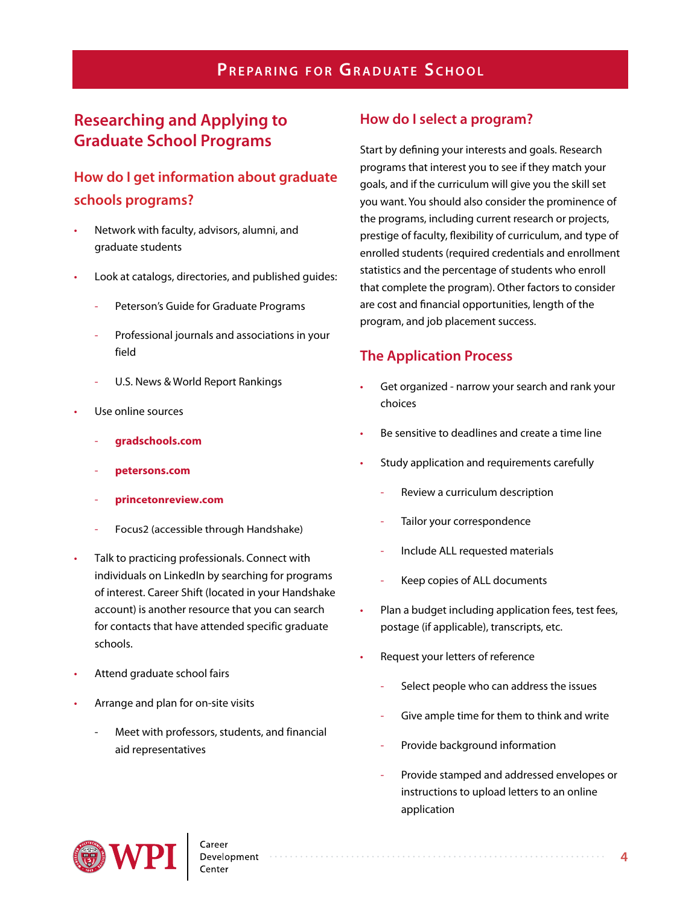# Researching and Applying to Graduate School Programs

## How do I get information about graduate schools programs?

- Network with faculty, advisors, alumni, and graduate students
- Look at catalogs, directories, and published guides:
  - Peterson's Guide for Graduate Programs
  - Professional journals and associations in your field
  - U.S. News & World Report Rankings
- Use online sources
  - **gradschools.com**
  - **petersons.com**
  - **princetonreview.com**
  - Focus2 (accessible through Handshake)
- Talk to practicing professionals. Connect with individuals on LinkedIn by searching for programs of interest. Career Shift (located in your Handshake account) is another resource that you can search for contacts that have attended specific graduate schools.
- Attend graduate school fairs
- Arrange and plan for on-site visits
  - Meet with professors, students, and financial aid representatives

## How do I select a program?

Start by defining your interests and goals. Research programs that interest you to see if they match your goals, and if the curriculum will give you the skill set you want. You should also consider the prominence of the programs, including current research or projects, prestige of faculty, flexibility of curriculum, and type of enrolled students (required credentials and enrollment statistics and the percentage of students who enroll that complete the program). Other factors to consider are cost and financial opportunities, length of the program, and job placement success.

## The Application Process

- Get organized - narrow your search and rank your choices
- Be sensitive to deadlines and create a time line
- Study application and requirements carefully
  - Review a curriculum description
  - Tailor your correspondence
  - Include ALL requested materials
  - Keep copies of ALL documents
- Plan a budget including application fees, test fees, postage (if applicable), transcripts, etc.
- Request your letters of reference
  - Select people who can address the issues
  - Give ample time for them to think and write
  - Provide background information
  - Provide stamped and addressed envelopes or instructions to upload letters to an online application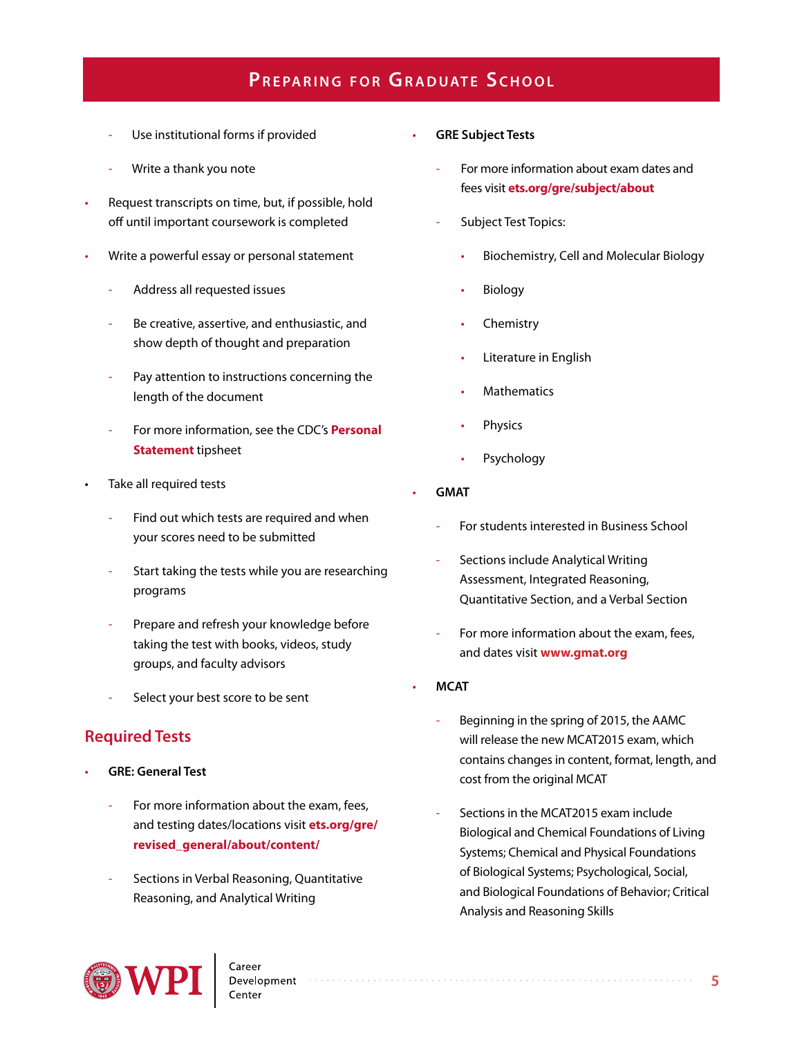- Use institutional forms if provided
- Write a thank you note

- Request transcripts on time, but, if possible, hold off until important coursework is completed
- Write a powerful essay or personal statement
  - Address all requested issues
  - Be creative, assertive, and enthusiastic, and show depth of thought and preparation
  - Pay attention to instructions concerning the length of the document
  - For more information, see the CDC's **Personal Statement** tipsheet
- Take all required tests
  - Find out which tests are required and when your scores need to be submitted
  - Start taking the tests while you are researching programs
  - Prepare and refresh your knowledge before taking the test with books, videos, study groups, and faculty advisors
  - Select your best score to be sent

## Required Tests

- **GRE: General Test**
  - For more information about the exam, fees, and testing dates/locations visit **ets.org/gre/revised_general/about/content/**
  - Sections in Verbal Reasoning, Quantitative Reasoning, and Analytical Writing
- **GRE Subject Tests**
  - For more information about exam dates and fees visit **ets.org/gre/subject/about**
  - Subject Test Topics:
    - Biochemistry, Cell and Molecular Biology
    - Biology
    - Chemistry
    - Literature in English
    - Mathematics
    - Physics
    - Psychology
- **GMAT**
  - For students interested in Business School
  - Sections include Analytical Writing Assessment, Integrated Reasoning, Quantitative Section, and a Verbal Section
  - For more information about the exam, fees, and dates visit **www.gmat.org**
- **MCAT**
  - Beginning in the spring of 2015, the AAMC will release the new MCAT2015 exam, which contains changes in content, format, length, and cost from the original MCAT
  - Sections in the MCAT2015 exam include Biological and Chemical Foundations of Living Systems; Chemical and Physical Foundations of Biological Systems; Psychological, Social, and Biological Foundations of Behavior; Critical Analysis and Reasoning Skills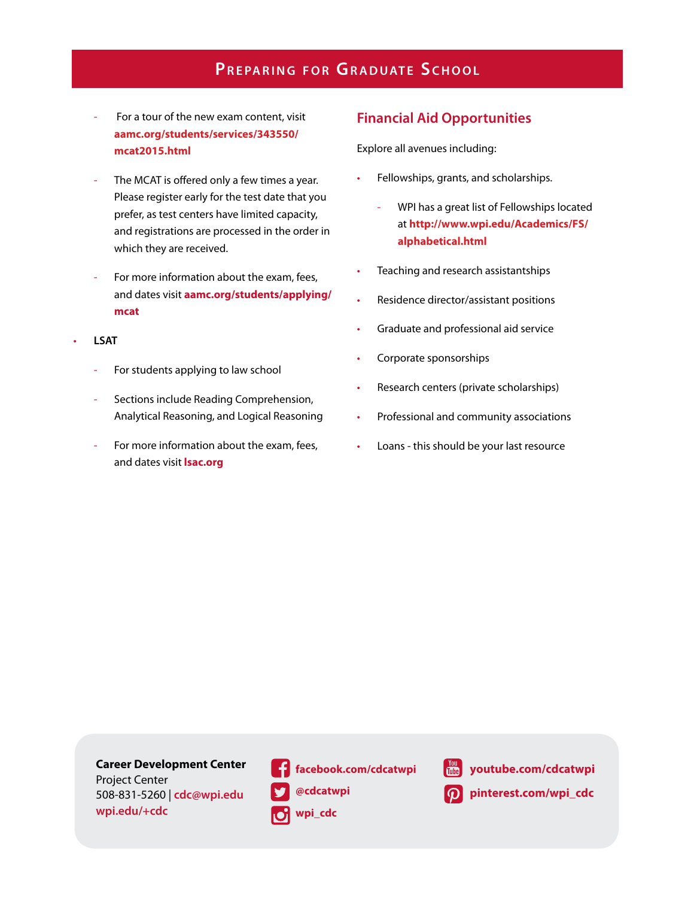## Preparing for Graduate School

  - For a tour of the new exam content, visit **aamc.org/students/services/343550/mcat2015.html**
  - The MCAT is offered only a few times a year. Please register early for the test date that you prefer, as test centers have limited capacity, and registrations are processed in the order in which they are received.
  - For more information about the exam, fees, and dates visit **aamc.org/students/applying/mcat**

- **LSAT**
  - For students applying to law school
  - Sections include Reading Comprehension, Analytical Reasoning, and Logical Reasoning
  - For more information about the exam, fees, and dates visit **lsac.org**

### Financial Aid Opportunities

Explore all avenues including:

- Fellowships, grants, and scholarships.
  - WPI has a great list of Fellowships located at **http://www.wpi.edu/Academics/FS/alphabetical.html**
- Teaching and research assistantships
- Residence director/assistant positions
- Graduate and professional aid service
- Corporate sponsorships
- Research centers (private scholarships)
- Professional and community associations
- Loans - this should be your last resource

**Career Development Center**
Project Center
508-831-5260 | **cdc@wpi.edu**
**wpi.edu/+cdc**

**facebook.com/cdcatwpi**
**@cdcatwpi**
**wpi_cdc**
**youtube.com/cdcatwpi**
**pinterest.com/wpi_cdc**